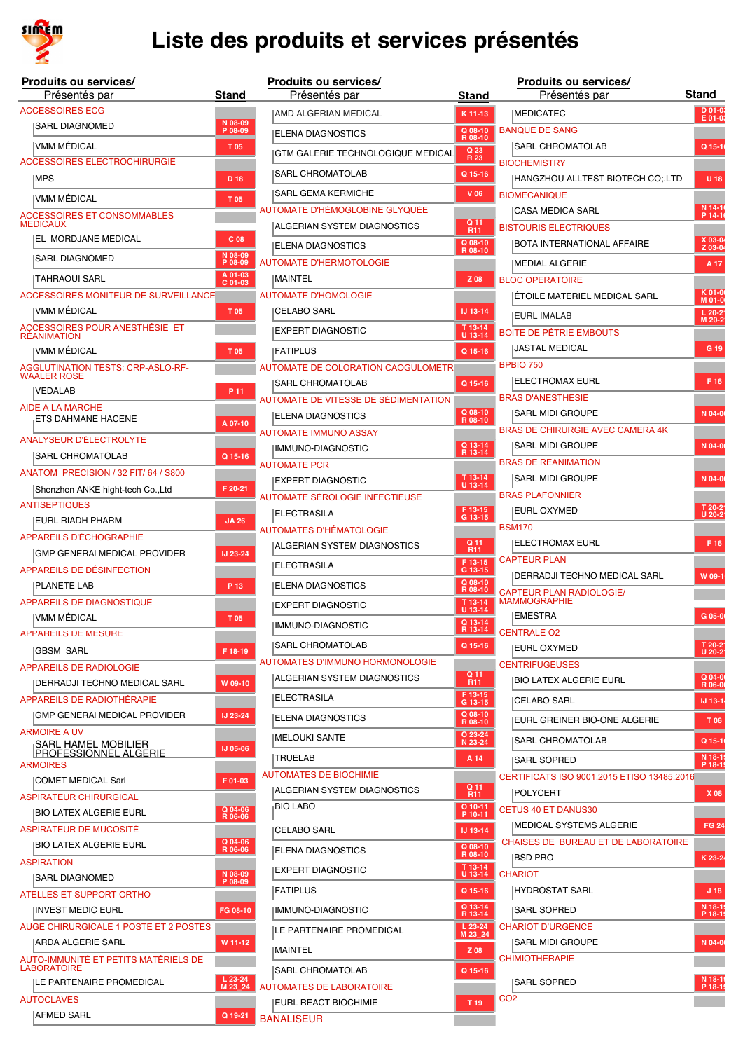# Liste des produits et services présentés

| Produits ou services/ Présentés par | Stand |
|---|---|
| **ACCESSOIRES ECG** | |
| SARL DIAGNOMED | N 08-09 P 08-09 |
| VMM MÉDICAL | T 05 |
| **ACCESSOIRES ELECTROCHIRURGIE** | |
| MPS | D 18 |
| VMM MÉDICAL | T 05 |
| **ACCESSOIRES ET CONSOMMABLES MEDICAUX** | |
| EL MORDJANE MEDICAL | C 08 |
| SARL DIAGNOMED | N 08-09 P 08-09 |
| TAHRAOUI SARL | A 01-03 C 01-03 |
| **ACCESSOIRES MONITEUR DE SURVEILLANCE** | |
| VMM MÉDICAL | T 05 |
| **ACCESSOIRES POUR ANESTHÉSIE ET RÉANIMATION** | |
| VMM MÉDICAL | T 05 |
| **AGGLUTINATION TESTS: CRP-ASLO-RF-WAALER ROSE** | |
| VEDALAB | P 11 |
| **AIDE A LA MARCHE** | |
| ETS DAHMANE HACENE | A 07-10 |
| **ANALYSEUR D'ELECTROLYTE** | |
| SARL CHROMATOLAB | Q 15-16 |
| **ANATOM PRECISION / 32 FIT/ 64 / S800** | |
| Shenzhen ANKE hight-tech Co.,Ltd | F 20-21 |
| **ANTISEPTIQUES** | |
| EURL RIADH PHARM | JA 26 |
| **APPAREILS D'ECHOGRAPHIE** | |
| GMP GENERAI MEDICAL PROVIDER | IJ 23-24 |
| **APPAREILS DE DÉSINFECTION** | |
| PLANETE LAB | P 13 |
| **APPAREILS DE DIAGNOSTIQUE** | |
| VMM MÉDICAL | T 05 |
| **APPAREILS DE MESURE** | |
| GBSM SARL | F 18-19 |
| **APPAREILS DE RADIOLOGIE** | |
| DERRADJI TECHNO MEDICAL SARL | W 09-10 |
| **APPAREILS DE RADIOTHÉRAPIE** | |
| GMP GENERAI MEDICAL PROVIDER | IJ 23-24 |
| **ARMOIRE A UV** | |
| SARL HAMEL MOBILIER PROFESSIONNEL ALGERIE | IJ 05-06 |
| **ARMOIRES** | |
| COMET MEDICAL Sarl | F 01-03 |
| **ASPIRATEUR CHIRURGICAL** | |
| BIO LATEX ALGERIE EURL | Q 04-06 R 06-06 |
| **ASPIRATEUR DE MUCOSITE** | |
| BIO LATEX ALGERIE EURL | Q 04-06 R 06-06 |
| **ASPIRATION** | |
| SARL DIAGNOMED | N 08-09 P 08-09 |
| **ATELLES ET SUPPORT ORTHO** | |
| INVEST MEDIC EURL | FG 08-10 |
| **AUGE CHIRURGICALE 1 POSTE ET 2 POSTES** | |
| ARDA ALGERIE SARL | W 11-12 |
| **AUTO-IMMUNITÉ ET PETITS MATÉRIELS DE LABORATOIRE** | |
| LE PARTENAIRE PROMEDICAL | L 23-24 M 23_24 |
| **AUTOCLAVES** | |
| AFMED SARL | Q 19-21 |
| AMD ALGERIAN MEDICAL | K 11-13 |
| ELENA DIAGNOSTICS | Q 08-10 R 08-10 |
| GTM GALERIE TECHNOLOGIQUE MEDICAL | Q 23 R 23 |
| SARL CHROMATOLAB | Q 15-16 |
| SARL GEMA KERMICHE | V 06 |
| **AUTOMATE D'HEMOGLOBINE GLYQUEE** | |
| ALGERIAN SYSTEM DIAGNOSTICS | Q 11 R11 |
| ELENA DIAGNOSTICS | Q 08-10 R 08-10 |
| **AUTOMATE D'HERMOTOLOGIE** | |
| MAINTEL | Z 08 |
| **AUTOMATE D'HOMOLOGIE** | |
| CELABO SARL | IJ 13-14 |
| EXPERT DIAGNOSTIC | T 13-14 U 13-14 |
| FATIPLUS | Q 15-16 |
| **AUTOMATE DE COLORATION CAOGULOMETR** | |
| SARL CHROMATOLAB | Q 15-16 |
| **AUTOMATE DE VITESSE DE SEDIMENTATION** | |
| ELENA DIAGNOSTICS | Q 08-10 R 08-10 |
| **AUTOMATE IMMUNO ASSAY** | |
| IMMUNO-DIAGNOSTIC | Q 13-14 R 13-14 |
| **AUTOMATE PCR** | |
| EXPERT DIAGNOSTIC | T 13-14 U 13-14 |
| **AUTOMATE SEROLOGIE INFECTIEUSE** | |
| ELECTRASILA | F 13-15 G 13-15 |
| **AUTOMATES D'HÉMATOLOGIE** | |
| ALGERIAN SYSTEM DIAGNOSTICS | Q 11 R11 |
| ELECTRASILA | F 13-15 G 13-15 |
| ELENA DIAGNOSTICS | Q 08-10 R 08-10 |
| EXPERT DIAGNOSTIC | T 13-14 U 13-14 |
| IMMUNO-DIAGNOSTIC | Q 13-14 R 13-14 |
| SARL CHROMATOLAB | Q 15-16 |
| **AUTOMATES D'IMMUNO HORMONOLOGIE** | |
| ALGERIAN SYSTEM DIAGNOSTICS | Q 11 R11 |
| ELECTRASILA | F 13-15 G 13-15 |
| ELENA DIAGNOSTICS | Q 08-10 R 08-10 |
| MELOUKI SANTE | O 23-24 N 23-24 |
| TRUELAB | A 14 |
| **AUTOMATES DE BIOCHIMIE** | |
| ALGERIAN SYSTEM DIAGNOSTICS | Q 11 R11 |
| BIO LABO | O 10-11 P 10-11 |
| CELABO SARL | IJ 13-14 |
| ELENA DIAGNOSTICS | Q 08-10 R 08-10 |
| EXPERT DIAGNOSTIC | T 13-14 U 13-14 |
| FATIPLUS | Q 15-16 |
| IMMUNO-DIAGNOSTIC | Q 13-14 R 13-14 |
| LE PARTENAIRE PROMEDICAL | L 23-24 M 23_24 |
| MAINTEL | Z 08 |
| SARL CHROMATOLAB | Q 15-16 |
| **AUTOMATES DE LABORATOIRE** | |
| EURL REACT BIOCHIMIE | T 19 |
| **BANALISEUR** | |
| MEDICATEC | D 01-03 E 01-03 |
| **BANQUE DE SANG** | |
| SARL CHROMATOLAB | Q 15-16 |
| **BIOCHEMISTRY** | |
| HANGZHOU ALLTEST BIOTECH CO;.LTD | U 18 |
| **BIOMECANIQUE** | |
| CASA MEDICA SARL | N 14-16 P 14-16 |
| **BISTOURIS ELECTRIQUES** | |
| BOTA INTERNATIONAL AFFAIRE | X 03-04 Z 03-04 |
| MEDIAL ALGERIE | A 17 |
| **BLOC OPERATOIRE** | |
| ÉTOILE MATERIEL MEDICAL SARL | K 01-06 M 01-06 |
| EURL IMALAB | L 20-21 M 20-21 |
| **BOITE DE PÉTRIE EMBOUTS** | |
| JASTAL MEDICAL | G 19 |
| **BPBIO 750** | |
| ELECTROMAX EURL | F 16 |
| **BRAS D'ANESTHESIE** | |
| SARL MIDI GROUPE | N 04-06 |
| **BRAS DE CHIRURGIE AVEC CAMERA 4K** | |
| SARL MIDI GROUPE | N 04-06 |
| **BRAS DE REANIMATION** | |
| SARL MIDI GROUPE | N 04-06 |
| **BRAS PLAFONNIER** | |
| EURL OXYMED | T 20-21 U 20-21 |
| **BSM170** | |
| ELECTROMAX EURL | F 16 |
| **CAPTEUR PLAN** | |
| DERRADJI TECHNO MEDICAL SARL | W 09-10 |
| **CAPTEUR PLAN RADIOLOGIE/ MAMMOGRAPHIE** | |
| EMESTRA | G 05-06 |
| **CENTRALE O2** | |
| EURL OXYMED | T 20-21 U 20-21 |
| **CENTRIFUGEUSES** | |
| BIO LATEX ALGERIE EURL | Q 04-06 R 06-06 |
| CELABO SARL | IJ 13-14 |
| EURL GREINER BIO-ONE ALGERIE | T 06 |
| SARL CHROMATOLAB | Q 15-16 |
| SARL SOPRED | N 18-19 P 18-19 |
| **CERTIFICATS ISO 9001.2015 ETISO 13485.2016** | |
| POLYCERT | X 08 |
| **CETUS 40 ET DANUS30** | |
| MEDICAL SYSTEMS ALGERIE | FG 24 |
| **CHAISES DE BUREAU ET DE LABORATOIRE** | |
| BSD PRO | K 23-24 |
| **CHARIOT** | |
| HYDROSTAT SARL | J 18 |
| SARL SOPRED | N 18-19 P 18-19 |
| **CHARIOT D'URGENCE** | |
| SARL MIDI GROUPE | N 04-06 |
| **CHIMIOTHERAPIE** | |
| SARL SOPRED | N 18-19 P 18-19 |
| **CO2** | |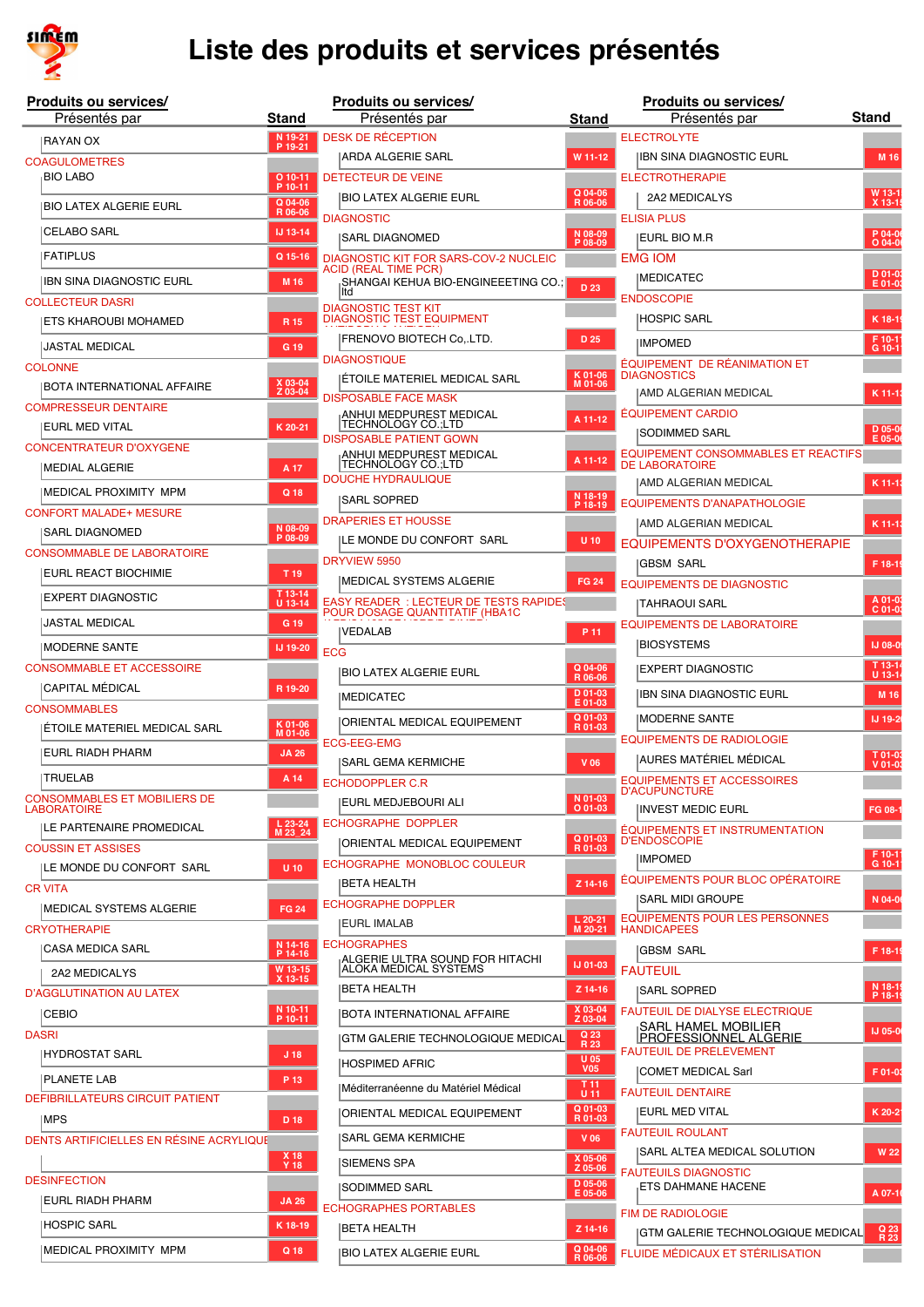# Liste des produits et services présentés

| Produits ou services/ Présentés par | Stand |
|---|---|
| RAYAN OX | N 19-21 P 19-21 |
| **COAGULOMETRES** | |
| BIO LABO | O 10-11 P 10-11 |
| BIO LATEX ALGERIE EURL | Q 04-06 R 06-06 |
| CELABO SARL | IJ 13-14 |
| FATIPLUS | Q 15-16 |
| IBN SINA DIAGNOSTIC EURL | M 16 |
| **COLLECTEUR DASRI** | |
| ETS KHAROUBI MOHAMED | R 15 |
| JASTAL MEDICAL | G 19 |
| **COLONNE** | |
| BOTA INTERNATIONAL AFFAIRE | X 03-04 Z 03-04 |
| **COMPRESSEUR DENTAIRE** | |
| EURL MED VITAL | K 20-21 |
| **CONCENTRATEUR D'OXYGENE** | |
| MEDIAL ALGERIE | A 17 |
| MEDICAL PROXIMITY MPM | Q 18 |
| **CONFORT MALADE+ MESURE** | |
| SARL DIAGNOMED | N 08-09 P 08-09 |
| **CONSOMMABLE DE LABORATOIRE** | |
| EURL REACT BIOCHIMIE | T 19 |
| EXPERT DIAGNOSTIC | T 13-14 U 13-14 |
| JASTAL MEDICAL | G 19 |
| MODERNE SANTE | IJ 19-20 |
| **CONSOMMABLE ET ACCESSOIRE** | |
| CAPITAL MÉDICAL | R 19-20 |
| **CONSOMMABLES** | |
| ÉTOILE MATERIEL MEDICAL SARL | K 01-06 M 01-06 |
| EURL RIADH PHARM | JA 26 |
| TRUELAB | A 14 |
| **CONSOMMABLES ET MOBILIERS DE LABORATOIRE** | |
| LE PARTENAIRE PROMEDICAL | L 23-24 M 23_24 |
| **COUSSIN ET ASSISES** | |
| LE MONDE DU CONFORT SARL | U 10 |
| **CR VITA** | |
| MEDICAL SYSTEMS ALGERIE | FG 24 |
| **CRYOTHERAPIE** | |
| CASA MEDICA SARL | N 14-16 P 14-16 |
| 2A2 MEDICALYS | W 13-15 X 13-15 |
| **D'AGGLUTINATION AU LATEX** | |
| CEBIO | N 10-11 P 10-11 |
| **DASRI** | |
| HYDROSTAT SARL | J 18 |
| PLANETE LAB | P 13 |
| **DEFIBRILLATEURS CIRCUIT PATIENT** | |
| MPS | D 18 |
| **DENTS ARTIFICIELLES EN RÉSINE ACRYLIQUE** | |
| | X 18 Y 18 |
| **DESINFECTION** | |
| EURL RIADH PHARM | JA 26 |
| HOSPIC SARL | K 18-19 |
| MEDICAL PROXIMITY MPM | Q 18 |
| **DESK DE RÉCEPTION** | |
| ARDA ALGERIE SARL | W 11-12 |
| **DETECTEUR DE VEINE** | |
| BIO LATEX ALGERIE EURL | Q 04-06 R 06-06 |
| **DIAGNOSTIC** | |
| SARL DIAGNOMED | N 08-09 P 08-09 |
| **DIAGNOSTIC KIT FOR SARS-COV-2 NUCLEIC ACID (REAL TIME PCR)** | |
| SHANGAI KEHUA BIO-ENGINEEETING CO.; ltd | D 23 |
| **DIAGNOSTIC TEST KIT** | |
| **DIAGNOSTIC TEST EQUIPMENT** | |
| FRENOVO BIOTECH Co,.LTD. | D 25 |
| **DIAGNOSTIQUE** | |
| ÉTOILE MATERIEL MEDICAL SARL | K 01-06 M 01-06 |
| **DISPOSABLE FACE MASK** | |
| ANHUI MEDPUREST MEDICAL TECHNOLOGY CO.;LTD | A 11-12 |
| **DISPOSABLE PATIENT GOWN** | |
| ANHUI MEDPUREST MEDICAL TECHNOLOGY CO.;LTD | A 11-12 |
| **DOUCHE HYDRAULIQUE** | |
| SARL SOPRED | N 18-19 P 18-19 |
| **DRAPERIES ET HOUSSE** | |
| LE MONDE DU CONFORT SARL | U 10 |
| **DRYVIEW 5950** | |
| MEDICAL SYSTEMS ALGERIE | FG 24 |
| **EASY READER : LECTEUR DE TESTS RAPIDES POUR DOSAGE QUANTITATIF (HBA1C** | |
| VEDALAB | P 11 |
| **ECG** | |
| BIO LATEX ALGERIE EURL | Q 04-06 R 06-06 |
| MEDICATEC | D 01-03 E 01-03 |
| ORIENTAL MEDICAL EQUIPEMENT | Q 01-03 R 01-03 |
| **ECG-EEG-EMG** | |
| SARL GEMA KERMICHE | V 06 |
| **ECHODOPPLER C.R** | |
| EURL MEDJEBOURI ALI | N 01-03 O 01-03 |
| **ECHOGRAPHE DOPPLER** | |
| ORIENTAL MEDICAL EQUIPEMENT | Q 01-03 R 01-03 |
| **ECHOGRAPHE MONOBLOC COULEUR** | |
| BETA HEALTH | Z 14-16 |
| **ECHOGRAPHE DOPPLER** | |
| EURL IMALAB | L 20-21 M 20-21 |
| **ECHOGRAPHES** | |
| ALGERIE ULTRA SOUND FOR HITACHI ALOKA MEDICAL SYSTEMS | IJ 01-03 |
| BETA HEALTH | Z 14-16 |
| BOTA INTERNATIONAL AFFAIRE | X 03-04 Z 03-04 |
| GTM GALERIE TECHNOLOGIQUE MEDICAL | Q 23 R 23 |
| HOSPIMED AFRIC | U 05 V05 |
| Méditerranéenne du Matériel Médical | T 11 U 11 |
| ORIENTAL MEDICAL EQUIPEMENT | Q 01-03 R 01-03 |
| SARL GEMA KERMICHE | V 06 |
| SIEMENS SPA | X 05-06 Z 05-06 |
| SODIMMED SARL | D 05-06 E 05-06 |
| **ECHOGRAPHES PORTABLES** | |
| BETA HEALTH | Z 14-16 |
| BIO LATEX ALGERIE EURL | Q 04-06 R 06-06 |
| **ELECTROLYTE** | |
| IBN SINA DIAGNOSTIC EURL | M 16 |
| **ELECTROTHERAPIE** | |
| 2A2 MEDICALYS | W 13-1 X 13-1 |
| **ELISIA PLUS** | |
| EURL BIO M.R | P 04-0 O 04-0 |
| **EMG IOM** | |
| MEDICATEC | D 01-0 E 01-0 |
| **ENDOSCOPIE** | |
| HOSPIC SARL | K 18-1 |
| IMPOMED | F 10-1 G 10-1 |
| **ÉQUIPEMENT DE RÉANIMATION ET DIAGNOSTICS** | |
| AMD ALGERIAN MEDICAL | K 11-1 |
| **ÉQUIPEMENT CARDIO** | |
| SODIMMED SARL | D 05-0 E 05-0 |
| **EQUIPEMENT CONSOMMABLES ET REACTIFS DE LABORATOIRE** | |
| AMD ALGERIAN MEDICAL | K 11-1 |
| **EQUIPEMENTS D'ANAPATHOLOGIE** | |
| AMD ALGERIAN MEDICAL | K 11-1 |
| **EQUIPEMENTS D'OXYGENOTHERAPIE** | |
| GBSM SARL | F 18-1 |
| **EQUIPEMENTS DE DIAGNOSTIC** | |
| TAHRAOUI SARL | A 01-0 C 01-0 |
| **EQUIPEMENTS DE LABORATOIRE** | |
| BIOSYSTEMS | IJ 08-0 |
| EXPERT DIAGNOSTIC | T 13-1 U 13-1 |
| IBN SINA DIAGNOSTIC EURL | M 16 |
| MODERNE SANTE | IJ 19-2 |
| **EQUIPEMENTS DE RADIOLOGIE** | |
| AURES MATÉRIEL MÉDICAL | T 01-0 V 01-0 |
| **EQUIPEMENTS ET ACCESSOIRES D'ACUPUNCTURE** | |
| INVEST MEDIC EURL | FG 08- |
| **ÉQUIPEMENTS ET INSTRUMENTATION D'ENDOSCOPIE** | |
| IMPOMED | F 10-1 G 10-1 |
| **ÉQUIPEMENTS POUR BLOC OPÉRATOIRE** | |
| SARL MIDI GROUPE | N 04-0 |
| **EQUIPEMENTS POUR LES PERSONNES HANDICAPEES** | |
| GBSM SARL | F 18-1 |
| **FAUTEUIL** | |
| SARL SOPRED | N 18-1 P 18-1 |
| **FAUTEUIL DE DIALYSE ELECTRIQUE** | |
| SARL HAMEL MOBILIER PROFESSIONNEL ALGERIE | IJ 05-0 |
| **FAUTEUIL DE PRELEVEMENT** | |
| COMET MEDICAL Sarl | F 01-0 |
| **FAUTEUIL DENTAIRE** | |
| EURL MED VITAL | K 20-2 |
| **FAUTEUIL ROULANT** | |
| SARL ALTEA MEDICAL SOLUTION | W 22 |
| **FAUTEUILS DIAGNOSTIC** | |
| ETS DAHMANE HACENE | A 07-1 |
| **FIM DE RADIOLOGIE** | |
| GTM GALERIE TECHNOLOGIQUE MEDICAL | Q 23 R 23 |
| **FLUIDE MÉDICAUX ET STÉRILISATION** | |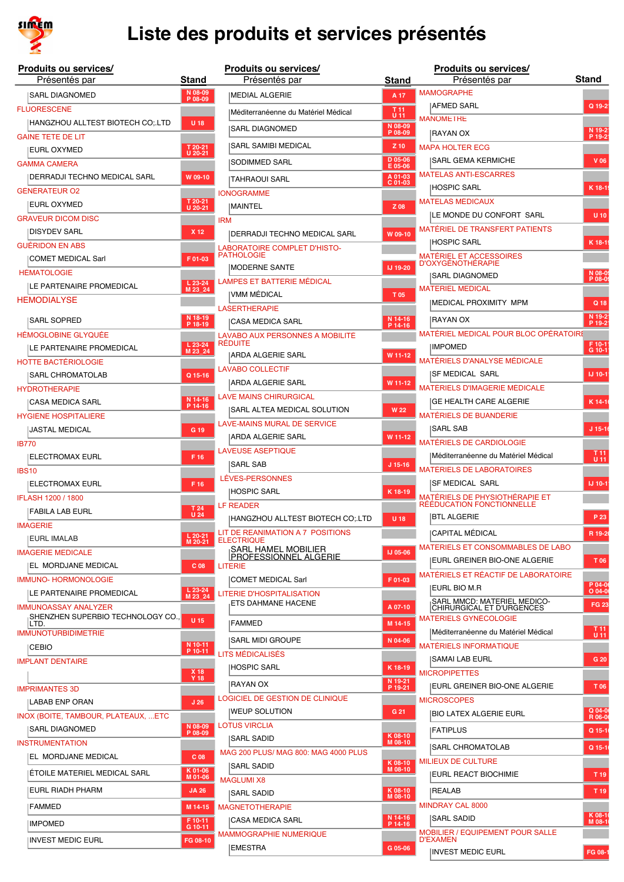# Liste des produits et services présentés

| Produits ou services/ Présentés par | Stand |
|---|---|
| SARL DIAGNOMED | N 08-09 P 08-09 |
| **FLUORESCENE** | |
| HANGZHOU ALLTEST BIOTECH CO;.LTD | U 18 |
| **GAINE TETE DE LIT** | |
| EURL OXYMED | T 20-21 U 20-21 |
| **GAMMA CAMERA** | |
| DERRADJI TECHNO MEDICAL SARL | W 09-10 |
| **GENERATEUR O2** | |
| EURL OXYMED | T 20-21 U 20-21 |
| **GRAVEUR DICOM DISC** | |
| DISYDEV SARL | X 12 |
| **GUÉRIDON EN ABS** | |
| COMET MEDICAL Sarl | F 01-03 |
| **HEMATOLOGIE** | |
| LE PARTENAIRE PROMEDICAL | L 23-24 M 23_24 |
| **HEMODIALYSE** | |
| SARL SOPRED | N 18-19 P 18-19 |
| **HÉMOGLOBINE GLYQUÉE** | |
| LE PARTENAIRE PROMEDICAL | L 23-24 M 23_24 |
| **HOTTE BACTÉRIOLOGIE** | |
| SARL CHROMATOLAB | Q 15-16 |
| **HYDROTHERAPIE** | |
| CASA MEDICA SARL | N 14-16 P 14-16 |
| **HYGIÈNE HOSPITALIERE** | |
| JASTAL MEDICAL | G 19 |
| **IB770** | |
| ELECTROMAX EURL | F 16 |
| **IBS10** | |
| ELECTROMAX EURL | F 16 |
| **IFLASH 1200 / 1800** | |
| FABILA LAB EURL | T 24 U 24 |
| **IMAGERIE** | |
| EURL IMALAB | L 20-21 M 20-21 |
| **IMAGERIE MEDICALE** | |
| EL MORDJANE MEDICAL | C 08 |
| **IMMUNO- HORMONOLOGIE** | |
| LE PARTENAIRE PROMEDICAL | L 23-24 M 23_24 |
| **IMMUNOASSAY ANALYZER** | |
| SHENZHEN SUPERBIO TECHNOLOGY CO., LTD. | U 15 |
| **IMMUNOTURBIDIMETRIE** | |
| CEBIO | N 10-11 P 10-11 |
| **IMPLANT DENTAIRE** | |
| | X 18 Y 18 |
| **IMPRIMANTES 3D** | |
| LABAB ENP ORAN | J 26 |
| **INOX (BOITE, TAMBOUR, PLATEAUX, ...ETC** | |
| SARL DIAGNOMED | N 08-09 P 08-09 |
| **INSTRUMENTATION** | |
| EL MORDJANE MEDICAL | C 08 |
| ÉTOILE MATERIEL MEDICAL SARL | K 01-06 M 01-06 |
| EURL RIADH PHARM | JA 26 |
| FAMMED | M 14-15 |
| IMPOMED | F 10-11 G 10-11 |
| INVEST MEDIC EURL | FG 08-10 |
| MEDIAL ALGERIE | A 17 |
| Méditerranéenne du Matériel Médical | T 11 U 11 |
| SARL DIAGNOMED | N 08-09 P 08-09 |
| SARL SAMIBI MEDICAL | Z 10 |
| SODIMMED SARL | D 05-06 E 05-06 |
| TAHRAOUI SARL | A 01-03 C 01-03 |
| **IONOGRAMME** | |
| MAINTEL | Z 08 |
| **IRM** | |
| DERRADJI TECHNO MEDICAL SARL | W 09-10 |
| **LABORATOIRE COMPLET D'HISTO-PATHOLOGIE** | |
| MODERNE SANTE | IJ 19-20 |
| **LAMPES ET BATTERIE MÉDICAL** | |
| VMM MÉDICAL | T 05 |
| **LASERTHERAPIE** | |
| CASA MEDICA SARL | N 14-16 P 14-16 |
| **LAVABO AUX PERSONNES A MOBILITE RÉDUITE** | |
| ARDA ALGERIE SARL | W 11-12 |
| **LAVABO COLLECTIF** | |
| ARDA ALGERIE SARL | W 11-12 |
| **LAVE MAINS CHIRURGICAL** | |
| SARL ALTEA MEDICAL SOLUTION | W 22 |
| **LAVE-MAINS MURAL DE SERVICE** | |
| ARDA ALGERIE SARL | W 11-12 |
| **LAVEUSE ASEPTIQUE** | |
| SARL SAB | J 15-16 |
| **LÈVES-PERSONNES** | |
| HOSPIC SARL | K 18-19 |
| **LF READER** | |
| HANGZHOU ALLTEST BIOTECH CO;.LTD | U 18 |
| **LIT DE REANIMATION A 7 POSITIONS ELECTRIQUE** | |
| SARL HAMEL MOBILIER PROFESSIONNEL ALGERIE | IJ 05-06 |
| **LITERIE** | |
| COMET MEDICAL Sarl | F 01-03 |
| **LITERIE D'HOSPITALISATION** | |
| ETS DAHMANE HACENE | A 07-10 |
| FAMMED | M 14-15 |
| SARL MIDI GROUPE | N 04-06 |
| **LITS MÉDICALISÉS** | |
| HOSPIC SARL | K 18-19 |
| RAYAN OX | N 19-21 P 19-21 |
| **LOGICIEL DE GESTION DE CLINIQUE** | |
| WEUP SOLUTION | G 21 |
| **LOTUS VIRCLIA** | |
| SARL SADID | K 08-10 M 08-10 |
| **MAG 200 PLUS/ MAG 800: MAG 4000 PLUS** | |
| SARL SADID | K 08-10 M 08-10 |
| **MAGLUMI X8** | |
| SARL SADID | K 08-10 M 08-10 |
| **MAGNETOTHERAPIE** | |
| CASA MEDICA SARL | N 14-16 P 14-16 |
| **MAMMOGRAPHIE NUMERIQUE** | |
| EMESTRA | G 05-06 |
| **MAMOGRAPHE** | |
| AFMED SARL | Q 19-2 |
| **MANOMETRE** | |
| RAYAN OX | N 19-2 P 19-2 |
| **MAPA HOLTER ECG** | |
| SARL GEMA KERMICHE | V 06 |
| **MATELAS ANTI-ESCARRES** | |
| HOSPIC SARL | K 18-1 |
| **MATELAS MEDICAUX** | |
| LE MONDE DU CONFORT SARL | U 10 |
| **MATÉRIEL DE TRANSFERT PATIENTS** | |
| HOSPIC SARL | K 18-1 |
| **MATÉRIEL ET ACCESSOIRES D'OXYGÉNOTHÉRAPIE** | |
| SARL DIAGNOMED | N 08-0 P 08-0 |
| **MATERIEL MEDICAL** | |
| MEDICAL PROXIMITY MPM | Q 18 |
| RAYAN OX | N 19-2 P 19-2 |
| **MATÉRIEL MEDICAL POUR BLOC OPÉRATOIRE** | |
| IMPOMED | F 10-1 G 10-1 |
| **MATÉRIELS D'ANALYSE MÉDICALE** | |
| SF MEDICAL SARL | IJ 10-1 |
| **MATERIELS D'IMAGERIE MEDICALE** | |
| GE HEALTH CARE ALGERIE | K 14-1 |
| **MATÉRIELS DE BUANDERIE** | |
| SARL SAB | J 15-1 |
| **MATÉRIELS DE CARDIOLOGIE** | |
| Méditerranéenne du Matériel Médical | T 11 U 11 |
| **MATERIELS DE LABORATOIRES** | |
| SF MEDICAL SARL | IJ 10-1 |
| **MATÉRIELS DE PHYSIOTHÉRAPIE ET RÉÉDUCATION FONCTIONNELLE** | |
| BTL ALGERIE | P 23 |
| CAPITAL MÉDICAL | R 19-2 |
| **MATERIELS ET CONSOMMABLES DE LABO** | |
| EURL GREINER BIO-ONE ALGERIE | T 06 |
| **MATÉRIELS ET RÉACTIF DE LABORATOIRE** | |
| EURL BIO M.R | P 04-0 O 04-0 |
| SARL MMCD: MATERIEL MEDICO-CHIRURGICAL ET D'URGENCES | FG 23 |
| **MATERIELS GYNECOLOGIE** | |
| Méditerranéenne du Matériel Médical | T 11 U 11 |
| **MATÉRIELS INFORMATIQUE** | |
| SAMAI LAB EURL | G 20 |
| **MICROPIPETTES** | |
| EURL GREINER BIO-ONE ALGERIE | T 06 |
| **MICROSCOPES** | |
| BIO LATEX ALGERIE EURL | Q 04-0 R 06-0 |
| FATIPLUS | Q 15-1 |
| SARL CHROMATOLAB | Q 15-1 |
| **MILIEUX DE CULTURE** | |
| EURL REACT BIOCHIMIE | T 19 |
| REALAB | T 19 |
| **MINDRAY CAL 8000** | |
| SARL SADID | K 08-1 M 08-1 |
| **MOBILIER / EQUIPEMENT POUR SALLE D'EXAMEN** | |
| INVEST MEDIC EURL | FG 08-1 |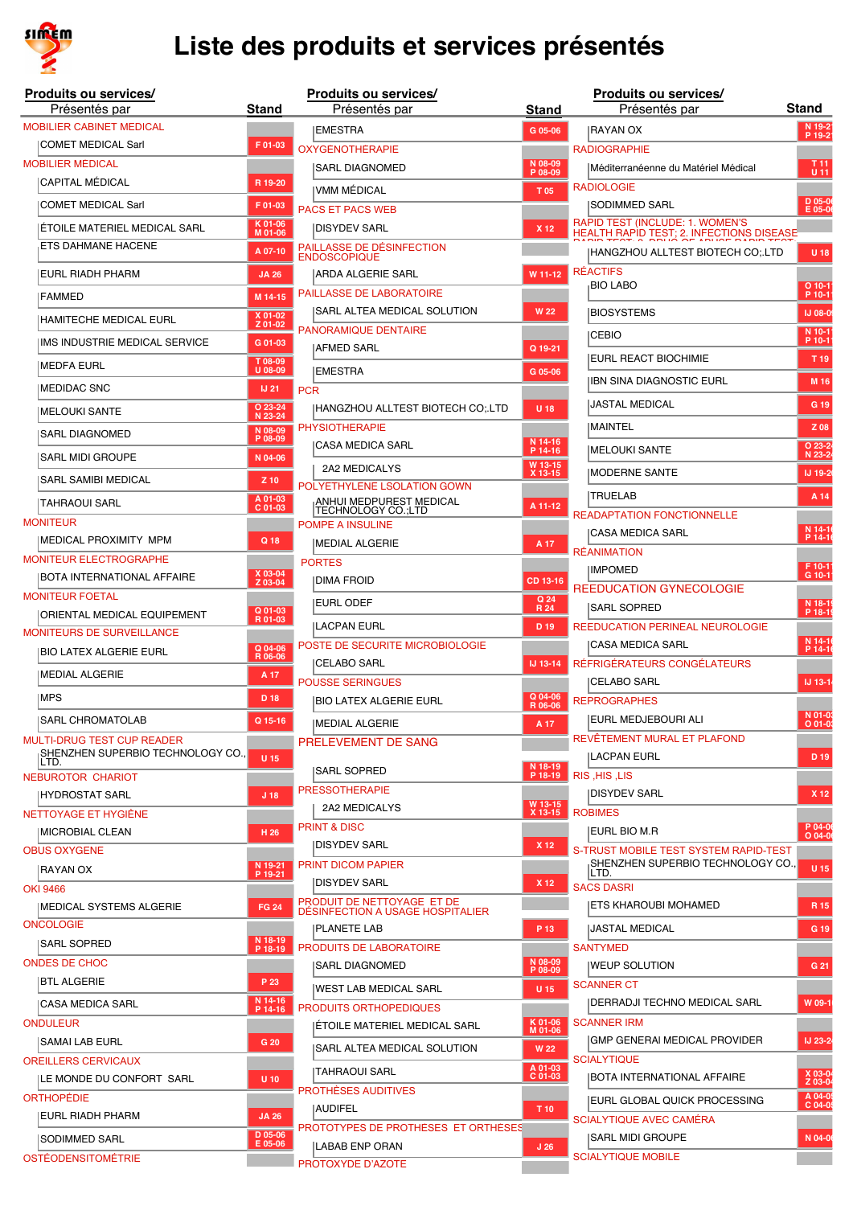# Liste des produits et services présentés

| Produits ou services/ Présentés par | Stand |
|---|---|
| **MOBILIER CABINET MEDICAL** | |
| COMET MEDICAL Sarl | F 01-03 |
| **MOBILIER MEDICAL** | |
| CAPITAL MÉDICAL | R 19-20 |
| COMET MEDICAL Sarl | F 01-03 |
| ÉTOILE MATERIEL MEDICAL SARL | K 01-06 M 01-06 |
| ETS DAHMANE HACENE | A 07-10 |
| EURL RIADH PHARM | JA 26 |
| FAMMED | M 14-15 |
| HAMITECHE MEDICAL EURL | X 01-02 Z 01-02 |
| IMS INDUSTRIE MEDICAL SERVICE | G 01-03 |
| MEDFA EURL | T 08-09 U 08-09 |
| MEDIDAC SNC | IJ 21 |
| MELOUKI SANTE | O 23-24 N 23-24 |
| SARL DIAGNOMED | N 08-09 P 08-09 |
| SARL MIDI GROUPE | N 04-06 |
| SARL SAMIBI MEDICAL | Z 10 |
| TAHRAOUI SARL | A 01-03 C 01-03 |
| **MONITEUR** | |
| MEDICAL PROXIMITY MPM | Q 18 |
| **MONITEUR ELECTROGRAPHE** | |
| BOTA INTERNATIONAL AFFAIRE | X 03-04 Z 03-04 |
| **MONITEUR FOETAL** | |
| ORIENTAL MEDICAL EQUIPEMENT | Q 01-03 R 01-03 |
| **MONITEURS DE SURVEILLANCE** | |
| BIO LATEX ALGERIE EURL | Q 04-06 R 06-06 |
| MEDIAL ALGERIE | A 17 |
| MPS | D 18 |
| SARL CHROMATOLAB | Q 15-16 |
| **MULTI-DRUG TEST CUP READER** | |
| SHENZHEN SUPERBIO TECHNOLOGY CO., LTD. | U 15 |
| **NEBUROTOR CHARIOT** | |
| HYDROSTAT SARL | J 18 |
| **NETTOYAGE ET HYGIÈNE** | |
| MICROBIAL CLEAN | H 26 |
| **OBUS OXYGENE** | |
| RAYAN OX | N 19-21 P 19-21 |
| **OKI 9466** | |
| MEDICAL SYSTEMS ALGERIE | FG 24 |
| **ONCOLOGIE** | |
| SARL SOPRED | N 18-19 P 18-19 |
| **ONDES DE CHOC** | |
| BTL ALGERIE | P 23 |
| CASA MEDICA SARL | N 14-16 P 14-16 |
| **ONDULEUR** | |
| SAMAI LAB EURL | G 20 |
| **OREILLERS CERVICAUX** | |
| LE MONDE DU CONFORT SARL | U 10 |
| **ORTHOPÉDIE** | |
| EURL RIADH PHARM | JA 26 |
| SODIMMED SARL | D 05-06 E 05-06 |
| **OSTÉODENSITOMÉTRIE** | |
| EMESTRA | G 05-06 |
| **OXYGENOTHERAPIE** | |
| SARL DIAGNOMED | N 08-09 P 08-09 |
| VMM MÉDICAL | T 05 |
| **PACS ET PACS WEB** | |
| DISYDEV SARL | X 12 |
| **PAILLASSE DE DÉSINFECTION ENDOSCOPIQUE** | |
| ARDA ALGERIE SARL | W 11-12 |
| **PAILLASSE DE LABORATOIRE** | |
| SARL ALTEA MEDICAL SOLUTION | W 22 |
| **PANORAMIQUE DENTAIRE** | |
| AFMED SARL | Q 19-21 |
| EMESTRA | G 05-06 |
| **PCR** | |
| HANGZHOU ALLTEST BIOTECH CO;.LTD | U 18 |
| **PHYSIOTHERAPIE** | |
| CASA MEDICA SARL | N 14-16 P 14-16 |
| 2A2 MEDICALYS | W 13-15 X 13-15 |
| **POLYETHYLENE LSOLATION GOWN** | |
| ANHUI MEDPUREST MEDICAL TECHNOLOGY CO.;LTD | A 11-12 |
| **POMPE A INSULINE** | |
| MEDIAL ALGERIE | A 17 |
| **PORTES** | |
| DIMA FROID | CD 13-16 |
| EURL ODEF | Q 24 R 24 |
| LACPAN EURL | D 19 |
| **POSTE DE SECURITE MICROBIOLOGIE** | |
| CELABO SARL | IJ 13-14 |
| **POUSSE SERINGUES** | |
| BIO LATEX ALGERIE EURL | Q 04-06 R 06-06 |
| MEDIAL ALGERIE | A 17 |
| **PRELEVEMENT DE SANG** | |
| SARL SOPRED | N 18-19 P 18-19 |
| **PRESSOTHERAPIE** | |
| 2A2 MEDICALYS | W 13-15 X 13-15 |
| **PRINT & DISC** | |
| DISYDEV SARL | X 12 |
| **PRINT DICOM PAPIER** | |
| DISYDEV SARL | X 12 |
| **PRODUIT DE NETTOYAGE ET DE DÉSINFECTION A USAGE HOSPITALIER** | |
| PLANETE LAB | P 13 |
| **PRODUITS DE LABORATOIRE** | |
| SARL DIAGNOMED | N 08-09 P 08-09 |
| WEST LAB MEDICAL SARL | U 15 |
| **PRODUITS ORTHOPEDIQUES** | |
| ÉTOILE MATERIEL MEDICAL SARL | K 01-06 M 01-06 |
| SARL ALTEA MEDICAL SOLUTION | W 22 |
| TAHRAOUI SARL | A 01-03 C 01-03 |
| **PROTHÈSES AUDITIVES** | |
| AUDIFEL | T 10 |
| **PROTOTYPES DE PROTHESES ET ORTHESES** | |
| LABAB ENP ORAN | J 26 |
| **PROTOXYDE D'AZOTE** | |
| RAYAN OX | N 19-2 P 19-2 |
| **RADIOGRAPHIE** | |
| Méditerranéenne du Matériel Médical | T 11 U 11 |
| **RADIOLOGIE** | |
| SODIMMED SARL | D 05-0 E 05-0 |
| **RAPID TEST (INCLUDE: 1. WOMEN'S HEALTH RAPID TEST; 2. INFECTIONS DISEASE ...)** | |
| HANGZHOU ALLTEST BIOTECH CO;.LTD | U 18 |
| **RÉACTIFS** | |
| BIO LABO | O 10-1 P 10-1 |
| BIOSYSTEMS | IJ 08-0 |
| CEBIO | N 10-1 P 10-1 |
| EURL REACT BIOCHIMIE | T 19 |
| IBN SINA DIAGNOSTIC EURL | M 16 |
| JASTAL MEDICAL | G 19 |
| MAINTEL | Z 08 |
| MELOUKI SANTE | O 23-2 N 23-2 |
| MODERNE SANTE | IJ 19-2 |
| TRUELAB | A 14 |
| **READAPTATION FONCTIONNELLE** | |
| CASA MEDICA SARL | N 14-1 P 14-1 |
| **RÉANIMATION** | |
| IMPOMED | F 10-1 G 10-1 |
| **REEDUCATION GYNECOLOGIE** | |
| SARL SOPRED | N 18-1 P 18-1 |
| **REEDUCATION PERINEAL NEUROLOGIE** | |
| CASA MEDICA SARL | N 14-1 P 14-1 |
| **RÉFRIGÉRATEURS CONGÉLATEURS** | |
| CELABO SARL | IJ 13-1 |
| **REPROGRAPHES** | |
| EURL MEDJEBOURI ALI | N 01-0 O 01-0 |
| **REVÊTEMENT MURAL ET PLAFOND** | |
| LACPAN EURL | D 19 |
| **RIS ,HIS ,LIS** | |
| DISYDEV SARL | X 12 |
| **ROBIMES** | |
| EURL BIO M.R | P 04-0 O 04-0 |
| **S-TRUST MOBILE TEST SYSTEM RAPID-TEST** | |
| SHENZHEN SUPERBIO TECHNOLOGY CO., LTD. | U 15 |
| **SACS DASRI** | |
| ETS KHAROUBI MOHAMED | R 15 |
| JASTAL MEDICAL | G 19 |
| **SANTYMED** | |
| WEUP SOLUTION | G 21 |
| **SCANNER CT** | |
| DERRADJI TECHNO MEDICAL SARL | W 09-1 |
| **SCANNER IRM** | |
| GMP GENERAl MEDICAL PROVIDER | IJ 23-2 |
| **SCIALYTIQUE** | |
| BOTA INTERNATIONAL AFFAIRE | X 03-0 Z 03-0 |
| EURL GLOBAL QUICK PROCESSING | A 04-0 C 04-0 |
| **SCIALYTIQUE AVEC CAMÉRA** | |
| SARL MIDI GROUPE | N 04-0 |
| **SCIALYTIQUE MOBILE** | |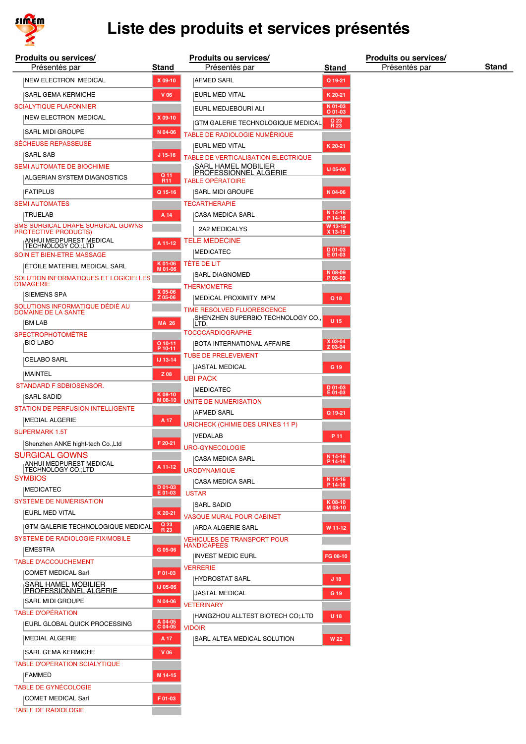# Liste des produits et services présentés

| Produits ou services/ Présentés par | Stand |
|---|---|
| NEW ELECTRON MEDICAL | X 09-10 |
| SARL GEMA KERMICHE | V 06 |
| SCIALYTIQUE PLAFONNIER | |
| NEW ELECTRON MEDICAL | X 09-10 |
| SARL MIDI GROUPE | N 04-06 |
| SÉCHEUSE REPASSEUSE | |
| SARL SAB | J 15-16 |
| SEMI AUTOMATE DE BIOCHIMIE | |
| ALGERIAN SYSTEM DIAGNOSTICS | Q 11 R11 |
| FATIPLUS | Q 15-16 |
| SEMI AUTOMATES | |
| TRUELAB | A 14 |
| SMS SURGICAL DRAPE SURGICAL GOWNS PROTECTIVE PRODUCTS) | |
| ANHUI MEDPUREST MEDICAL TECHNOLOGY CO.;LTD | A 11-12 |
| SOIN ET BIEN-ETRE MASSAGE | |
| ÉTOILE MATERIEL MEDICAL SARL | K 01-06 M 01-06 |
| SOLUTION INFORMATIQUES ET LOGICIELLES D'IMAGERIE | |
| SIEMENS SPA | X 05-06 Z 05-06 |
| SOLUTIONS INFORMATIQUE DÉDIÉ AU DOMAINE DE LA SANTÉ | |
| BM LAB | MA 26 |
| SPECTROPHOTOMÈTRE | |
| BIO LABO | O 10-11 P 10-11 |
| CELABO SARL | IJ 13-14 |
| MAINTEL | Z 08 |
| STANDARD F SDBIOSENSOR. | |
| SARL SADID | K 08-10 M 08-10 |
| STATION DE PERFUSION INTELLIGENTE | |
| MEDIAL ALGERIE | A 17 |
| SUPERMARK 1.5T | |
| Shenzhen ANKE hight-tech Co.,Ltd | F 20-21 |
| SURGICAL GOWNS | |
| ANHUI MEDPUREST MEDICAL TECHNOLOGY CO.;LTD | A 11-12 |
| SYMBIOS | |
| MEDICATEC | D 01-03 E 01-03 |
| SYSTEME DE NUMERISATION | |
| EURL MED VITAL | K 20-21 |
| GTM GALERIE TECHNOLOGIQUE MEDICAL | Q 23 R 23 |
| SYSTEME DE RADIOLOGIE FIX/MOBILE | |
| EMESTRA | G 05-06 |
| TABLE D'ACCOUCHEMENT | |
| COMET MEDICAL Sarl | F 01-03 |
| SARL HAMEL MOBILIER PROFESSIONNEL ALGERIE | IJ 05-06 |
| SARL MIDI GROUPE | N 04-06 |
| TABLE D'OPÉRATION | |
| EURL GLOBAL QUICK PROCESSING | A 04-05 C 04-05 |
| MEDIAL ALGERIE | A 17 |
| SARL GEMA KERMICHE | V 06 |
| TABLE D'OPERATION SCIALYTIQUE | |
| FAMMED | M 14-15 |
| TABLE DE GYNÉCOLOGIE | |
| COMET MEDICAL Sarl | F 01-03 |
| TABLE DE RADIOLOGIE | |
| AFMED SARL | Q 19-21 |
| EURL MED VITAL | K 20-21 |
| EURL MEDJEBOURI ALI | N 01-03 O 01-03 |
| GTM GALERIE TECHNOLOGIQUE MEDICAL | Q 23 R 23 |
| TABLE DE RADIOLOGIE NUMÉRIQUE | |
| EURL MED VITAL | K 20-21 |
| TABLE DE VERTICALISATION ELECTRIQUE | |
| SARL HAMEL MOBILIER PROFESSIONNEL ALGERIE | IJ 05-06 |
| TABLE OPÉRATOIRE | |
| SARL MIDI GROUPE | N 04-06 |
| TECARTHERAPIE | |
| CASA MEDICA SARL | N 14-16 P 14-16 |
| 2A2 MEDICALYS | W 13-15 X 13-15 |
| TELE MEDECINE | |
| MEDICATEC | D 01-03 E 01-03 |
| TÈTE DE LIT | |
| SARL DIAGNOMED | N 08-09 P 08-09 |
| THERMOMETRE | |
| MEDICAL PROXIMITY MPM | Q 18 |
| TIME RESOLVED FLUORESCENCE | |
| SHENZHEN SUPERBIO TECHNOLOGY CO., LTD. | U 15 |
| TOCOCARDIOGRAPHE | |
| BOTA INTERNATIONAL AFFAIRE | X 03-04 Z 03-04 |
| TUBE DE PRELEVEMENT | |
| JASTAL MEDICAL | G 19 |
| UBI PACK | |
| MEDICATEC | D 01-03 E 01-03 |
| UNITE DE NUMERISATION | |
| AFMED SARL | Q 19-21 |
| URICHECK (CHIMIE DES URINES 11 P) | |
| VEDALAB | P 11 |
| URO-GYNECOLOGIE | |
| CASA MEDICA SARL | N 14-16 P 14-16 |
| URODYNAMIQUE | |
| CASA MEDICA SARL | N 14-16 P 14-16 |
| USTAR | |
| SARL SADID | K 08-10 M 08-10 |
| VASQUE MURAL POUR CABINET | |
| ARDA ALGERIE SARL | W 11-12 |
| VEHICULES DE TRANSPORT POUR HANDICAPEES | |
| INVEST MEDIC EURL | FG 08-10 |
| VERRERIE | |
| HYDROSTAT SARL | J 18 |
| JASTAL MEDICAL | G 19 |
| VETERINARY | |
| HANGZHOU ALLTEST BIOTECH CO;.LTD | U 18 |
| VIDOIR | |
| SARL ALTEA MEDICAL SOLUTION | W 22 |